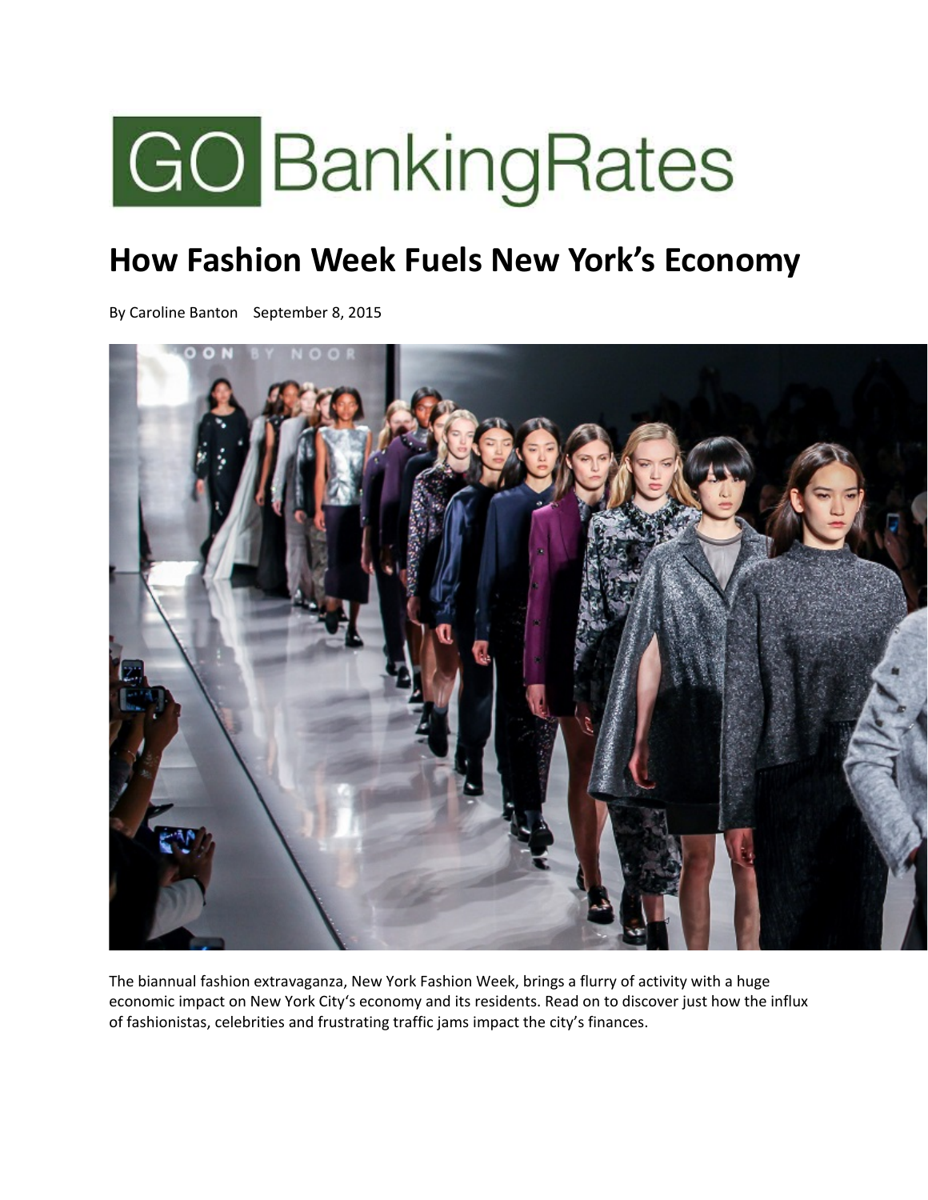GO BankingRates

# How Fashion Week Fuels New York's Economy

By Caroline Banton September 8, 2015

The biannual fashion extravaganza, New York Fashion Week, brings a flurry of activity with a huge economic impact on New York City's economy and its residents. Read on to discover just how the influx of fashionistas, celebrities and frustrating traffic jams impact the city's finances.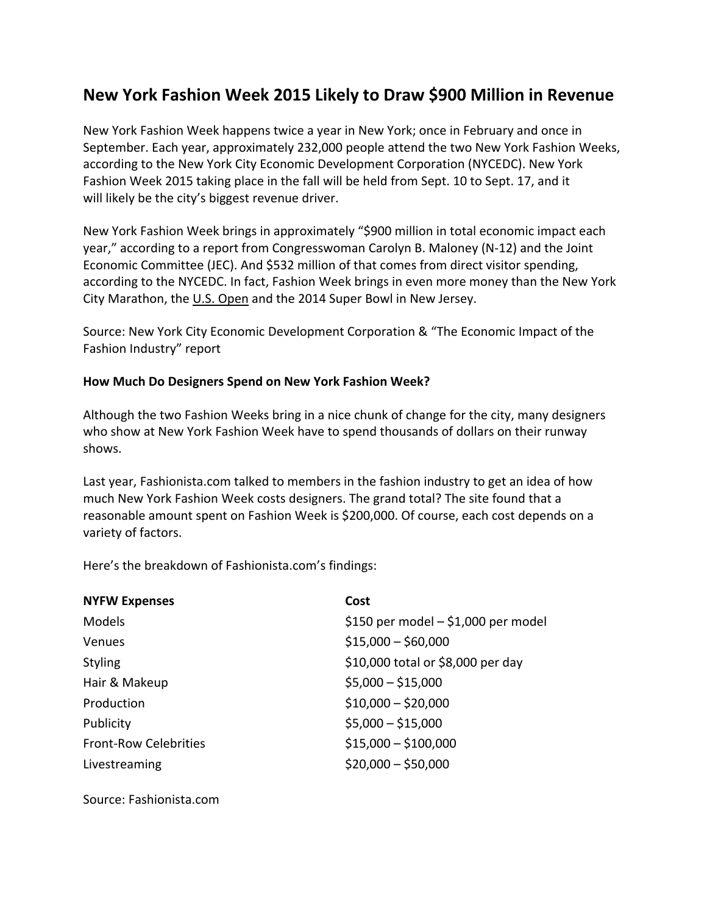# New York Fashion Week 2015 Likely to Draw $900 Million in Revenue

New York Fashion Week happens twice a year in New York; once in February and once in September. Each year, approximately 232,000 people attend the two New York Fashion Weeks, according to the New York City Economic Development Corporation (NYCEDC). New York Fashion Week 2015 taking place in the fall will be held from Sept. 10 to Sept. 17, and it will likely be the city's biggest revenue driver.

New York Fashion Week brings in approximately "$900 million in total economic impact each year," according to a report from Congresswoman Carolyn B. Maloney (N-12) and the Joint Economic Committee (JEC). And $532 million of that comes from direct visitor spending, according to the NYCEDC. In fact, Fashion Week brings in even more money than the New York City Marathon, the U.S. Open and the 2014 Super Bowl in New Jersey.

Source: New York City Economic Development Corporation & "The Economic Impact of the Fashion Industry" report

**How Much Do Designers Spend on New York Fashion Week?**

Although the two Fashion Weeks bring in a nice chunk of change for the city, many designers who show at New York Fashion Week have to spend thousands of dollars on their runway shows.

Last year, Fashionista.com talked to members in the fashion industry to get an idea of how much New York Fashion Week costs designers. The grand total? The site found that a reasonable amount spent on Fashion Week is $200,000. Of course, each cost depends on a variety of factors.

Here's the breakdown of Fashionista.com's findings:

| NYFW Expenses | Cost |
| --- | --- |
| Models | $150 per model – $1,000 per model |
| Venues | $15,000 – $60,000 |
| Styling | $10,000 total or $8,000 per day |
| Hair & Makeup | $5,000 – $15,000 |
| Production | $10,000 – $20,000 |
| Publicity | $5,000 – $15,000 |
| Front-Row Celebrities | $15,000 – $100,000 |
| Livestreaming | $20,000 – $50,000 |

Source: Fashionista.com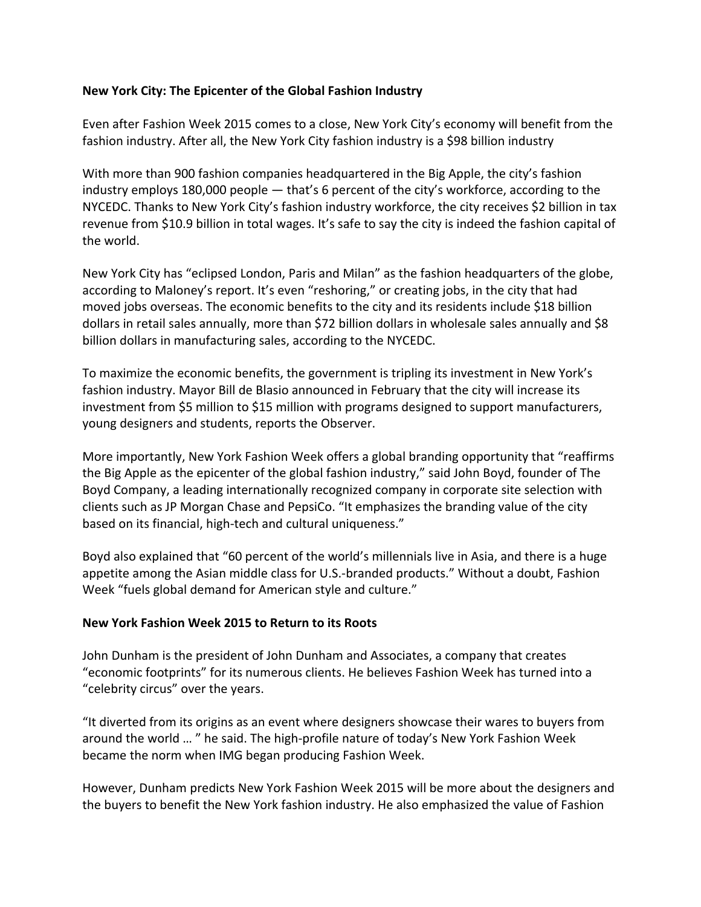**New York City: The Epicenter of the Global Fashion Industry**

Even after Fashion Week 2015 comes to a close, New York City's economy will benefit from the fashion industry. After all, the New York City fashion industry is a $98 billion industry

With more than 900 fashion companies headquartered in the Big Apple, the city's fashion industry employs 180,000 people — that's 6 percent of the city's workforce, according to the NYCEDC. Thanks to New York City's fashion industry workforce, the city receives $2 billion in tax revenue from $10.9 billion in total wages. It's safe to say the city is indeed the fashion capital of the world.

New York City has "eclipsed London, Paris and Milan" as the fashion headquarters of the globe, according to Maloney's report. It's even "reshoring," or creating jobs, in the city that had moved jobs overseas. The economic benefits to the city and its residents include $18 billion dollars in retail sales annually, more than $72 billion dollars in wholesale sales annually and $8 billion dollars in manufacturing sales, according to the NYCEDC.

To maximize the economic benefits, the government is tripling its investment in New York's fashion industry. Mayor Bill de Blasio announced in February that the city will increase its investment from $5 million to $15 million with programs designed to support manufacturers, young designers and students, reports the Observer.

More importantly, New York Fashion Week offers a global branding opportunity that "reaffirms the Big Apple as the epicenter of the global fashion industry," said John Boyd, founder of The Boyd Company, a leading internationally recognized company in corporate site selection with clients such as JP Morgan Chase and PepsiCo. "It emphasizes the branding value of the city based on its financial, high-tech and cultural uniqueness."

Boyd also explained that "60 percent of the world's millennials live in Asia, and there is a huge appetite among the Asian middle class for U.S.-branded products." Without a doubt, Fashion Week "fuels global demand for American style and culture."

**New York Fashion Week 2015 to Return to its Roots**

John Dunham is the president of John Dunham and Associates, a company that creates "economic footprints" for its numerous clients. He believes Fashion Week has turned into a "celebrity circus" over the years.

"It diverted from its origins as an event where designers showcase their wares to buyers from around the world … " he said. The high-profile nature of today's New York Fashion Week became the norm when IMG began producing Fashion Week.

However, Dunham predicts New York Fashion Week 2015 will be more about the designers and the buyers to benefit the New York fashion industry. He also emphasized the value of Fashion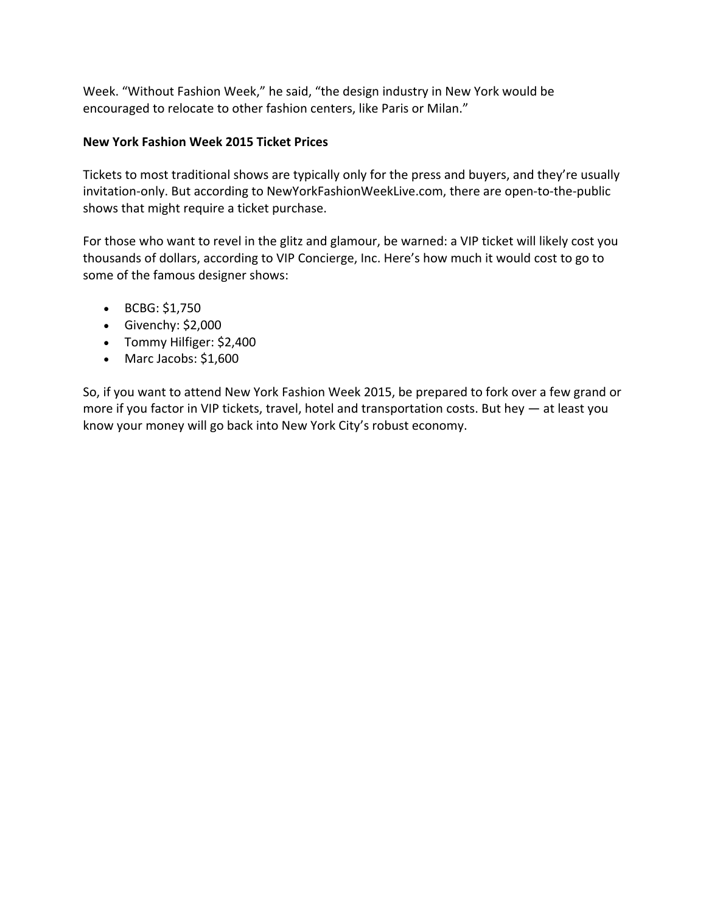Week. “Without Fashion Week,” he said, “the design industry in New York would be encouraged to relocate to other fashion centers, like Paris or Milan.”

**New York Fashion Week 2015 Ticket Prices**

Tickets to most traditional shows are typically only for the press and buyers, and they’re usually invitation-only. But according to NewYorkFashionWeekLive.com, there are open-to-the-public shows that might require a ticket purchase.

For those who want to revel in the glitz and glamour, be warned: a VIP ticket will likely cost you thousands of dollars, according to VIP Concierge, Inc. Here’s how much it would cost to go to some of the famous designer shows:

- BCBG: $1,750
- Givenchy: $2,000
- Tommy Hilfiger: $2,400
- Marc Jacobs: $1,600

So, if you want to attend New York Fashion Week 2015, be prepared to fork over a few grand or more if you factor in VIP tickets, travel, hotel and transportation costs. But hey — at least you know your money will go back into New York City’s robust economy.